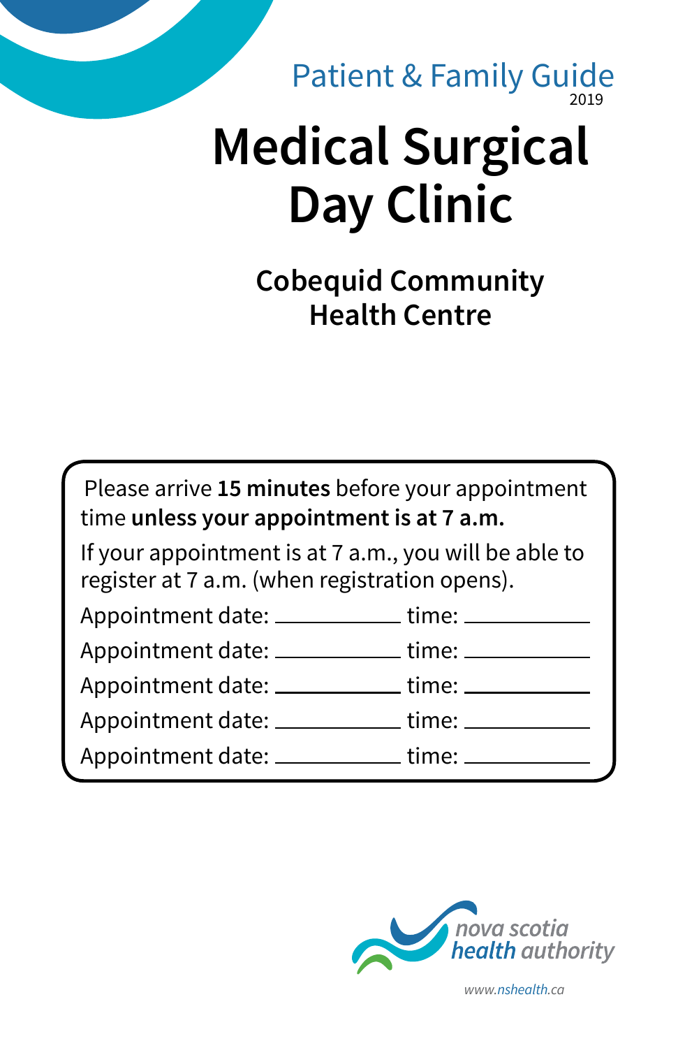Patient & Family Guide
2019

# Medical Surgical Day Clinic

## Cobequid Community Health Centre

Please arrive **15 minutes** before your appointment time **unless your appointment is at 7 a.m.**

If your appointment is at 7 a.m., you will be able to register at 7 a.m. (when registration opens).

Appointment date: \_\_\_\_\_\_\_\_\_\_\_\_ time: \_\_\_\_\_\_\_\_\_\_\_\_

Appointment date: \_\_\_\_\_\_\_\_\_\_\_\_ time: \_\_\_\_\_\_\_\_\_\_\_\_

Appointment date: \_\_\_\_\_\_\_\_\_\_\_\_ time: \_\_\_\_\_\_\_\_\_\_\_\_

Appointment date: \_\_\_\_\_\_\_\_\_\_\_\_ time: \_\_\_\_\_\_\_\_\_\_\_\_

Appointment date: \_\_\_\_\_\_\_\_\_\_\_\_ time: \_\_\_\_\_\_\_\_\_\_\_\_

nova scotia health authority

www.nshealth.ca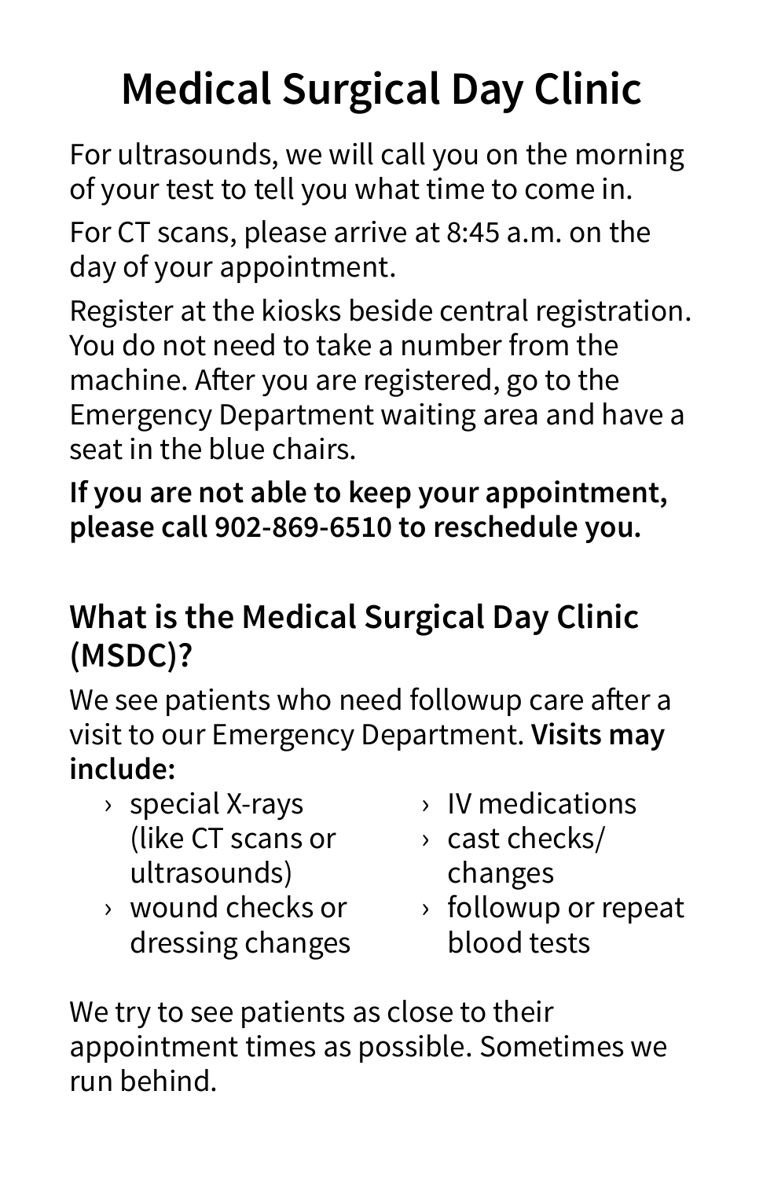# Medical Surgical Day Clinic

For ultrasounds, we will call you on the morning of your test to tell you what time to come in.

For CT scans, please arrive at 8:45 a.m. on the day of your appointment.

Register at the kiosks beside central registration. You do not need to take a number from the machine. After you are registered, go to the Emergency Department waiting area and have a seat in the blue chairs.

**If you are not able to keep your appointment, please call 902-869-6510 to reschedule you.**

## What is the Medical Surgical Day Clinic (MSDC)?

We see patients who need followup care after a visit to our Emergency Department. **Visits may include:**

- special X-rays (like CT scans or ultrasounds)
- wound checks or dressing changes
- IV medications
- cast checks/ changes
- followup or repeat blood tests

We try to see patients as close to their appointment times as possible. Sometimes we run behind.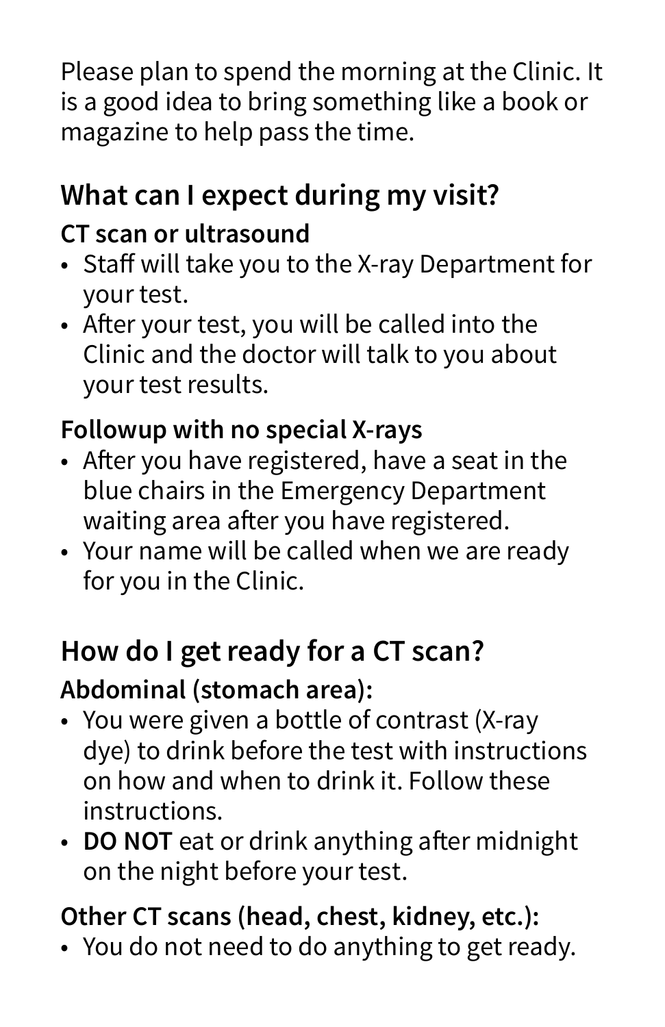Please plan to spend the morning at the Clinic. It is a good idea to bring something like a book or magazine to help pass the time.

## What can I expect during my visit?

**CT scan or ultrasound**

- Staff will take you to the X-ray Department for your test.
- After your test, you will be called into the Clinic and the doctor will talk to you about your test results.

**Followup with no special X-rays**

- After you have registered, have a seat in the blue chairs in the Emergency Department waiting area after you have registered.
- Your name will be called when we are ready for you in the Clinic.

## How do I get ready for a CT scan?

**Abdominal (stomach area):**

- You were given a bottle of contrast (X-ray dye) to drink before the test with instructions on how and when to drink it. Follow these instructions.
- **DO NOT** eat or drink anything after midnight on the night before your test.

**Other CT scans (head, chest, kidney, etc.):**

- You do not need to do anything to get ready.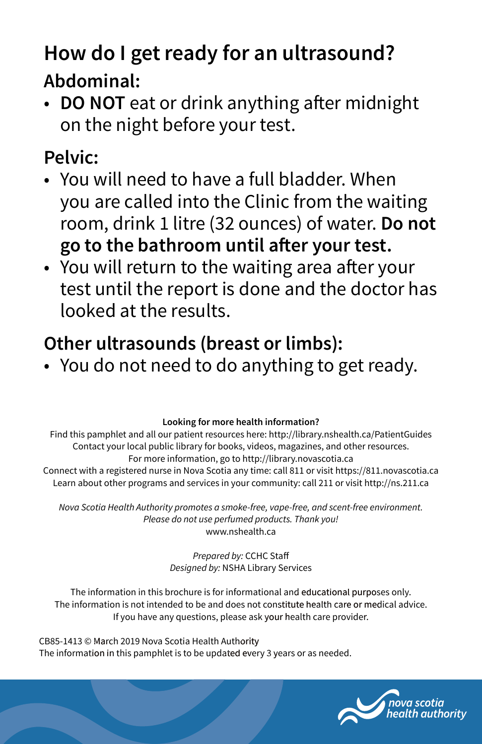# How do I get ready for an ultrasound?

## Abdominal:

- **DO NOT** eat or drink anything after midnight on the night before your test.

## Pelvic:

- You will need to have a full bladder. When you are called into the Clinic from the waiting room, drink 1 litre (32 ounces) of water. **Do not go to the bathroom until after your test.**
- You will return to the waiting area after your test until the report is done and the doctor has looked at the results.

## Other ultrasounds (breast or limbs):

- You do not need to do anything to get ready.

**Looking for more health information?**

Find this pamphlet and all our patient resources here: http://library.nshealth.ca/PatientGuides
Contact your local public library for books, videos, magazines, and other resources.
For more information, go to http://library.novascotia.ca
Connect with a registered nurse in Nova Scotia any time: call 811 or visit https://811.novascotia.ca
Learn about other programs and services in your community: call 211 or visit http://ns.211.ca

*Nova Scotia Health Authority promotes a smoke-free, vape-free, and scent-free environment.*
*Please do not use perfumed products. Thank you!*
www.nshealth.ca

*Prepared by:* CCHC Staff
*Designed by:* NSHA Library Services

The information in this brochure is for informational and educational purposes only.
The information is not intended to be and does not constitute health care or medical advice.
If you have any questions, please ask your health care provider.

CB85-1413 © March 2019 Nova Scotia Health Authority
The information in this pamphlet is to be updated every 3 years or as needed.

nova scotia health authority